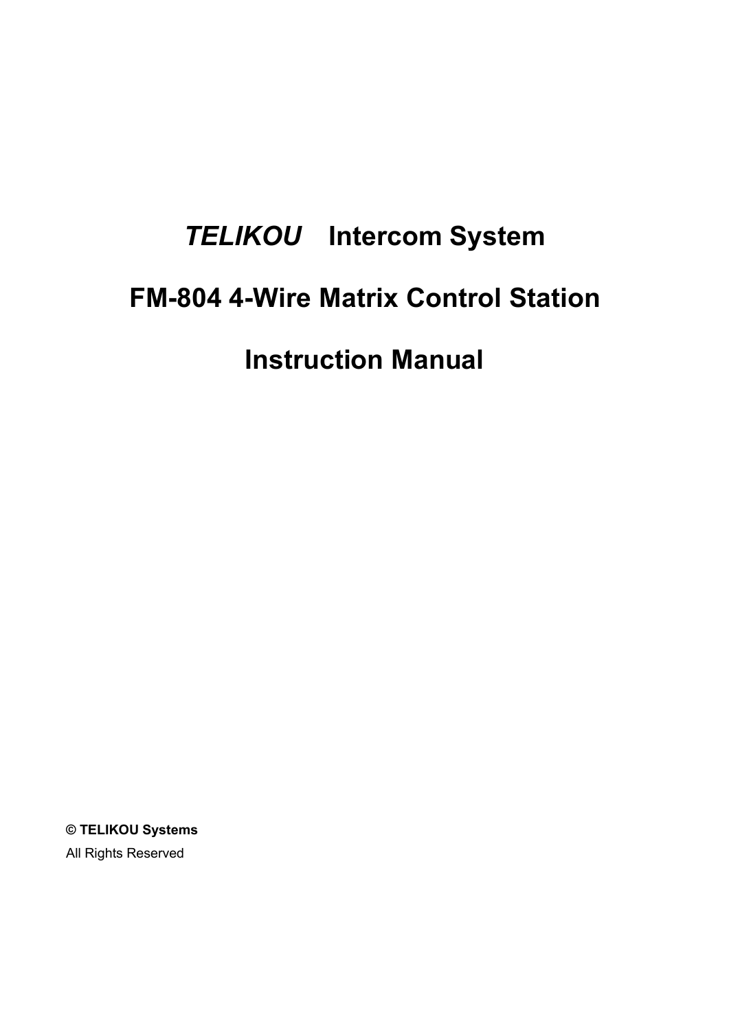# *TELIKOU* Intercom System

# FM-804 4-Wire Matrix Control Station

# Instruction Manual

**© TELIKOU Systems**

All Rights Reserved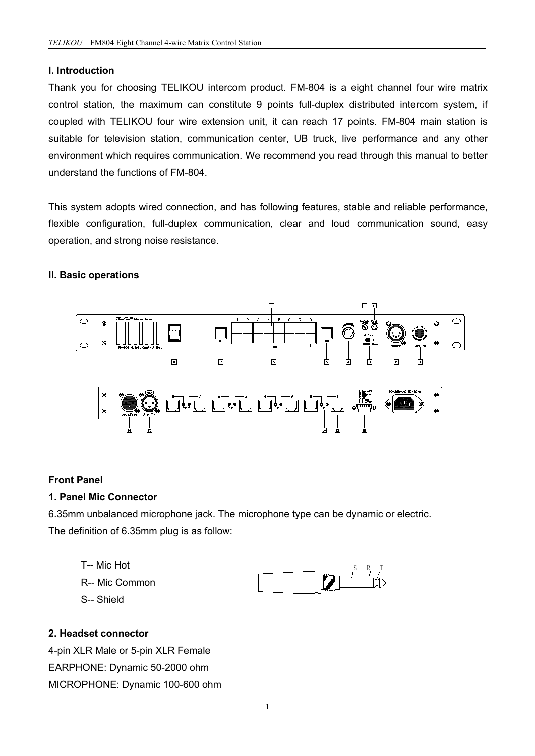## I. Introduction

Thank you for choosing TELIKOU intercom product. FM-804 is a eight channel four wire matrix control station, the maximum can constitute 9 points full-duplex distributed intercom system, if coupled with TELIKOU four wire extension unit, it can reach 17 points. FM-804 main station is suitable for television station, communication center, UB truck, live performance and any other environment which requires communication. We recommend you read through this manual to better understand the functions of FM-804.

This system adopts wired connection, and has following features, stable and reliable performance, flexible configuration, full-duplex communication, clear and loud communication sound, easy operation, and strong noise resistance.

## II. Basic operations

### Front Panel

#### 1. Panel Mic Connector

6.35mm unbalanced microphone jack. The microphone type can be dynamic or electric.
The definition of 6.35mm plug is as follow:

- T-- Mic Hot
- R-- Mic Common
- S-- Shield

#### 2. Headset connector

4-pin XLR Male or 5-pin XLR Female
EARPHONE: Dynamic 50-2000 ohm
MICROPHONE: Dynamic 100-600 ohm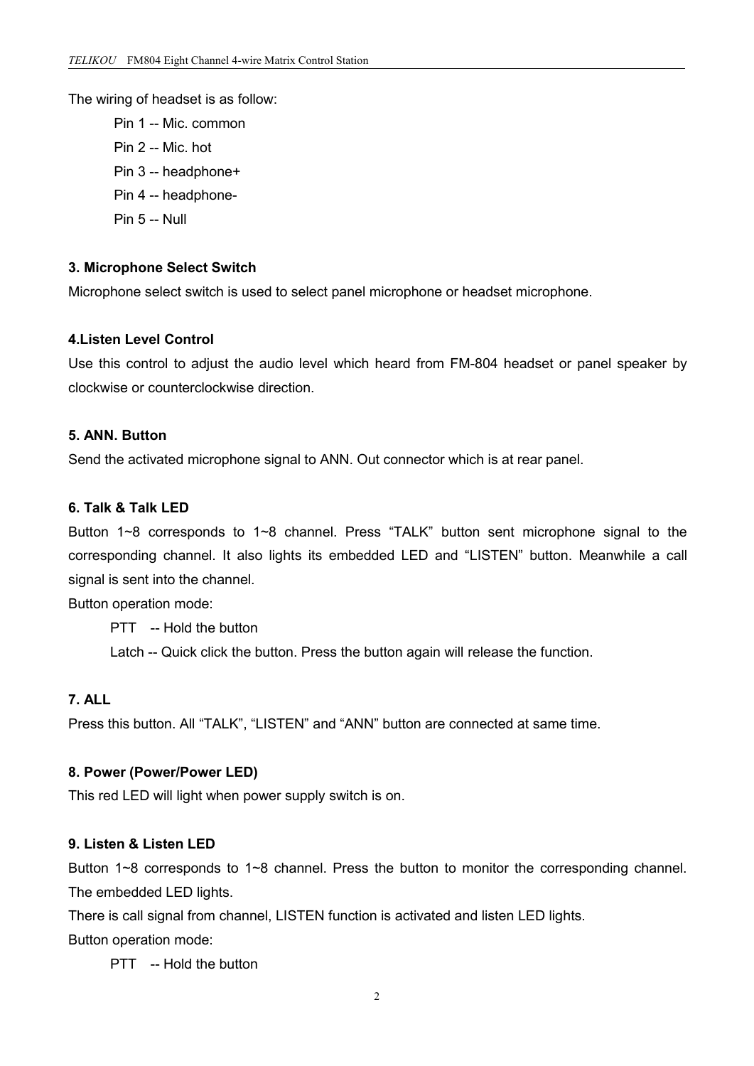The wiring of headset is as follow:

- Pin 1 -- Mic. common
- Pin 2 -- Mic. hot
- Pin 3 -- headphone+
- Pin 4 -- headphone-
- Pin 5 -- Null

### 3. Microphone Select Switch

Microphone select switch is used to select panel microphone or headset microphone.

### 4.Listen Level Control

Use this control to adjust the audio level which heard from FM-804 headset or panel speaker by clockwise or counterclockwise direction.

### 5. ANN. Button

Send the activated microphone signal to ANN. Out connector which is at rear panel.

### 6. Talk & Talk LED

Button 1~8 corresponds to 1~8 channel. Press "TALK" button sent microphone signal to the corresponding channel. It also lights its embedded LED and "LISTEN" button. Meanwhile a call signal is sent into the channel.

Button operation mode:

- PTT -- Hold the button
- Latch -- Quick click the button. Press the button again will release the function.

### 7. ALL

Press this button. All "TALK", "LISTEN" and "ANN" button are connected at same time.

### 8. Power (Power/Power LED)

This red LED will light when power supply switch is on.

### 9. Listen & Listen LED

Button 1~8 corresponds to 1~8 channel. Press the button to monitor the corresponding channel. The embedded LED lights.

There is call signal from channel, LISTEN function is activated and listen LED lights.

Button operation mode:

- PTT -- Hold the button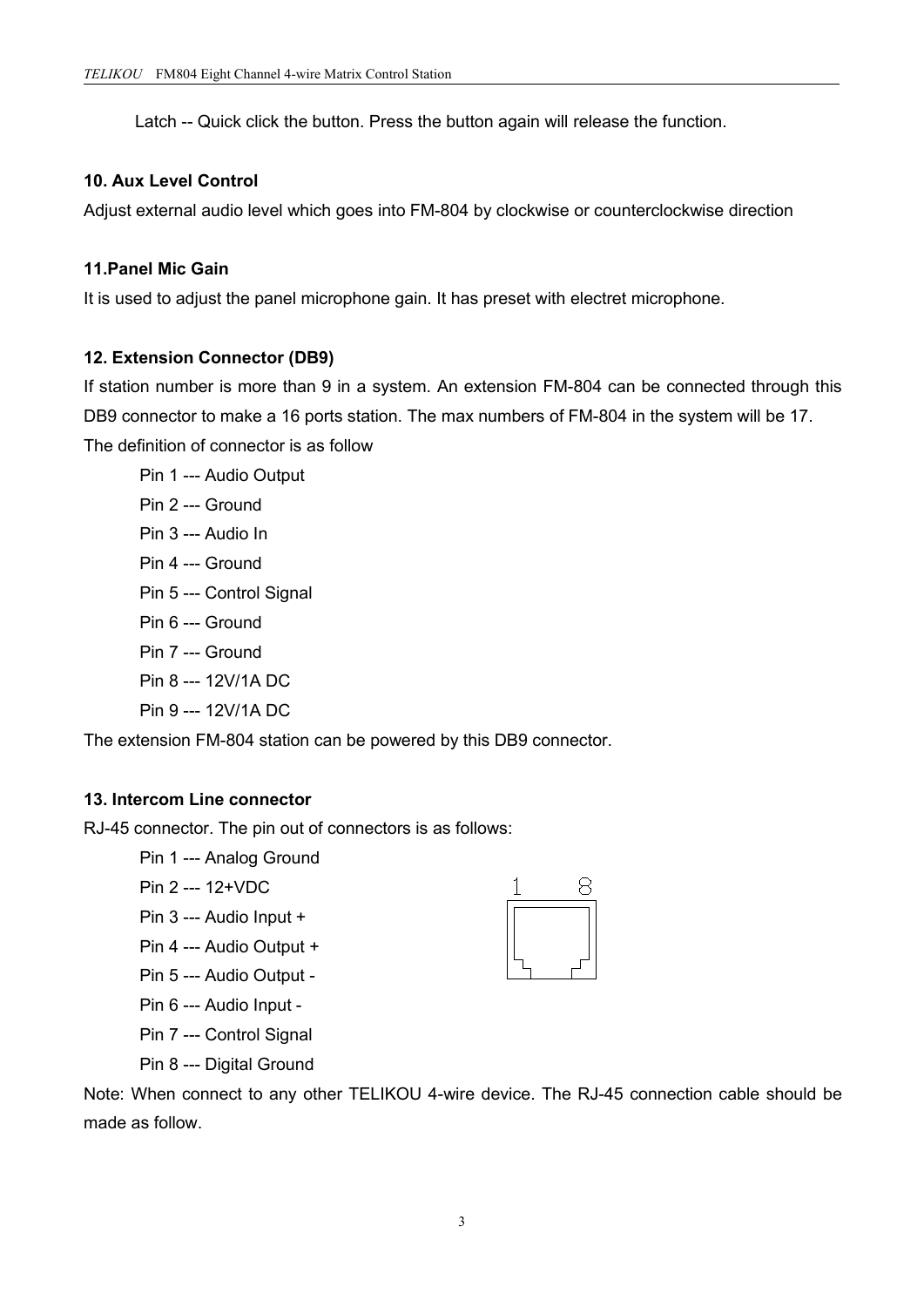Latch -- Quick click the button. Press the button again will release the function.

**10. Aux Level Control**

Adjust external audio level which goes into FM-804 by clockwise or counterclockwise direction

**11.Panel Mic Gain**

It is used to adjust the panel microphone gain. It has preset with electret microphone.

**12. Extension Connector (DB9)**

If station number is more than 9 in a system. An extension FM-804 can be connected through this DB9 connector to make a 16 ports station. The max numbers of FM-804 in the system will be 17.

The definition of connector is as follow

Pin 1 --- Audio Output

Pin 2 --- Ground

Pin 3 --- Audio In

Pin 4 --- Ground

Pin 5 --- Control Signal

Pin 6 --- Ground

Pin 7 --- Ground

Pin 8 --- 12V/1A DC

Pin 9 --- 12V/1A DC

The extension FM-804 station can be powered by this DB9 connector.

**13. Intercom Line connector**

RJ-45 connector. The pin out of connectors is as follows:

Pin 1 --- Analog Ground

Pin 2 --- 12+VDC

Pin 3 --- Audio Input +

Pin 4 --- Audio Output +

Pin 5 --- Audio Output -

Pin 6 --- Audio Input -

Pin 7 --- Control Signal

Pin 8 --- Digital Ground

Note: When connect to any other TELIKOU 4-wire device. The RJ-45 connection cable should be made as follow.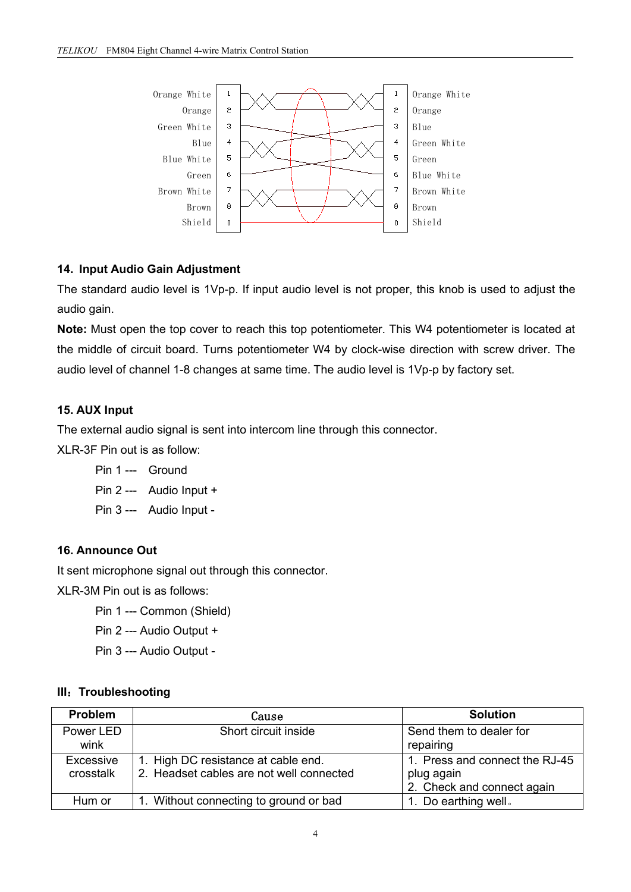| | Pin | Pin | |
|---|---|---|---|
| Orange White | 1 | 1 | Orange White |
| Orange | 2 | 2 | Orange |
| Green White | 3 | 3 | Blue |
| Blue | 4 | 4 | Green White |
| Blue White | 5 | 5 | Green |
| Green | 6 | 6 | Blue White |
| Brown White | 7 | 7 | Brown White |
| Brown | 8 | 8 | Brown |
| Shield | 0 | 0 | Shield |

### 14. Input Audio Gain Adjustment

The standard audio level is 1Vp-p. If input audio level is not proper, this knob is used to adjust the audio gain.

**Note:** Must open the top cover to reach this top potentiometer. This W4 potentiometer is located at the middle of circuit board. Turns potentiometer W4 by clock-wise direction with screw driver. The audio level of channel 1-8 changes at same time. The audio level is 1Vp-p by factory set.

### 15. AUX Input

The external audio signal is sent into intercom line through this connector.

XLR-3F Pin out is as follow:

Pin 1 --- Ground

Pin 2 --- Audio Input +

Pin 3 --- Audio Input -

### 16. Announce Out

It sent microphone signal out through this connector.

XLR-3M Pin out is as follows:

Pin 1 --- Common (Shield)

Pin 2 --- Audio Output +

Pin 3 --- Audio Output -

## III：Troubleshooting

| Problem | Cause | Solution |
|---|---|---|
| Power LED wink | Short circuit inside | Send them to dealer for repairing |
| Excessive crosstalk | 1. High DC resistance at cable end.<br>2. Headset cables are not well connected | 1. Press and connect the RJ-45 plug again<br>2. Check and connect again |
| Hum or | 1. Without connecting to ground or bad | 1. Do earthing well。 |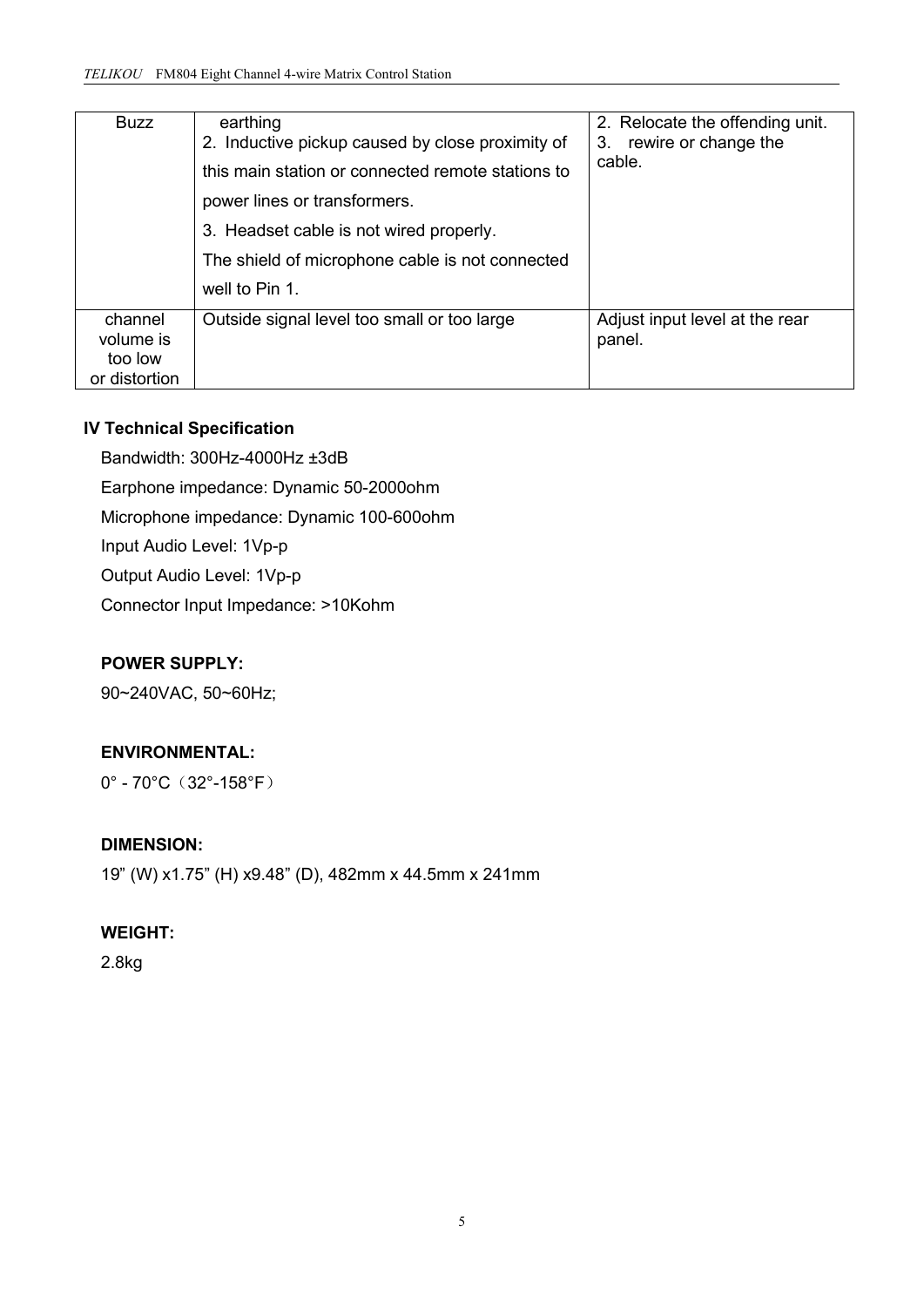| | | |
|---|---|---|
| Buzz | earthing<br>2. Inductive pickup caused by close proximity of this main station or connected remote stations to power lines or transformers.<br>3. Headset cable is not wired properly. The shield of microphone cable is not connected well to Pin 1. | 2. Relocate the offending unit.<br>3. rewire or change the cable. |
| channel volume is too low or distortion | Outside signal level too small or too large | Adjust input level at the rear panel. |

## IV Technical Specification

Bandwidth: 300Hz-4000Hz ±3dB

Earphone impedance: Dynamic 50-2000ohm

Microphone impedance: Dynamic 100-600ohm

Input Audio Level: 1Vp-p

Output Audio Level: 1Vp-p

Connector Input Impedance: >10Kohm

**POWER SUPPLY:**

90~240VAC, 50~60Hz;

**ENVIRONMENTAL:**

0° - 70°C（32°-158°F）

**DIMENSION:**

19" (W) x1.75" (H) x9.48" (D), 482mm x 44.5mm x 241mm

**WEIGHT:**

2.8kg